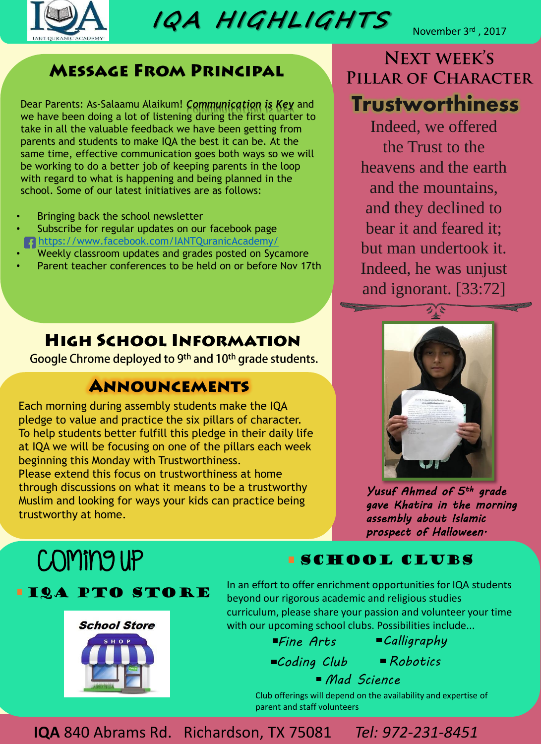# IQA HIGHLIGHTS

November 3rd, 2017

## Message From Principal

Dear Parents: As-Salaamu Alaikum! ***Communication is Key*** and we have been doing a lot of listening during the first quarter to take in all the valuable feedback we have been getting from parents and students to make IQA the best it can be. At the same time, effective communication goes both ways so we will be working to do a better job of keeping parents in the loop with regard to what is happening and being planned in the school. Some of our latest initiatives are as follows:

- Bringing back the school newsletter
- Subscribe for regular updates on our facebook page https://www.facebook.com/IANTQuranicAcademy/
- Weekly classroom updates and grades posted on Sycamore
- Parent teacher conferences to be held on or before Nov 17th

## High School Information

Google Chrome deployed to 9th and 10th grade students.

## Announcements

Each morning during assembly students make the IQA pledge to value and practice the six pillars of character. To help students better fulfill this pledge in their daily life at IQA we will be focusing on one of the pillars each week beginning this Monday with Trustworthiness.

Please extend this focus on trustworthiness at home through discussions on what it means to be a trustworthy Muslim and looking for ways your kids can practice being trustworthy at home.

## Next Week's Pillar of Character

### Trustworthiness

Indeed, we offered the Trust to the heavens and the earth and the mountains, and they declined to bear it and feared it; but man undertook it. Indeed, he was unjust and ignorant. [33:72]

*Yusuf Ahmed of 5th grade gave Khatira in the morning assembly about Islamic prospect of Halloween.*

## Coming Up

### IQA PTO Store

School Store

### School Clubs

In an effort to offer enrichment opportunities for IQA students beyond our rigorous academic and religious studies curriculum, please share your passion and volunteer your time with our upcoming school clubs. Possibilities include...

- *Fine Arts*
- *Calligraphy*
- *Coding Club*
- *Robotics*
- *Mad Science*

Club offerings will depend on the availability and expertise of parent and staff volunteers

**IQA** 840 Abrams Rd. Richardson, TX 75081 *Tel: 972-231-8451*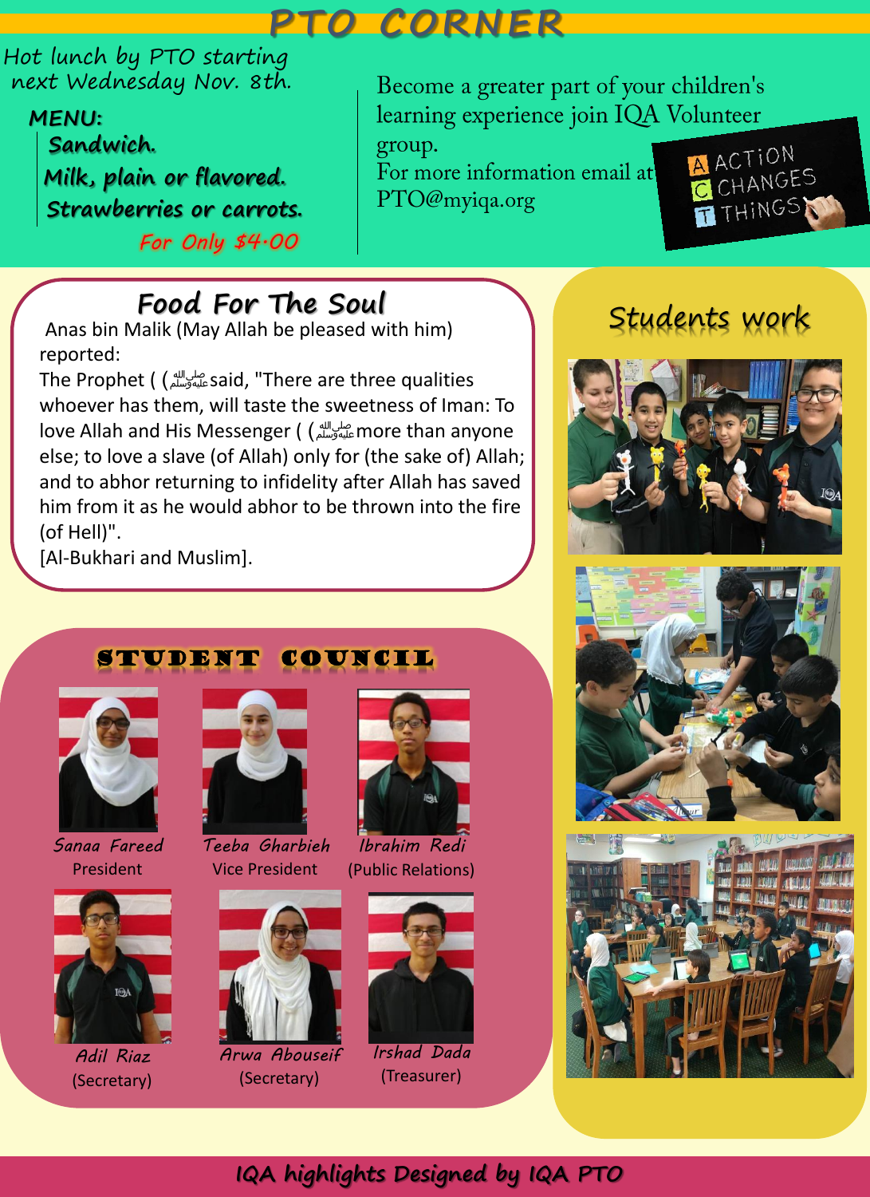# PTO CORNER

Hot lunch by PTO starting next Wednesday Nov. 8th.

**MENU:**

- Sandwich.
- Milk, plain or flavored.
- Strawberries or carrots.

For Only $4.00

Become a greater part of your children's learning experience join IQA Volunteer group.
For more information email at PTO@myiqa.org

ACTION CHANGES THINGS

## Food For The Soul

Anas bin Malik (May Allah be pleased with him) reported:
The Prophet (ﷺ) said, "There are three qualities whoever has them, will taste the sweetness of Iman: To love Allah and His Messenger (ﷺ) more than anyone else; to love a slave (of Allah) only for (the sake of) Allah; and to abhor returning to infidelity after Allah has saved him from it as he would abhor to be thrown into the fire (of Hell)".
[Al-Bukhari and Muslim].

## Students work

## STUDENT COUNCIL

Sanaa Fareed
President

Teeba Gharbieh
Vice President

Ibrahim Redi
(Public Relations)

Adil Riaz
(Secretary)

Arwa Abouseif
(Secretary)

Irshad Dada
(Treasurer)

IQA highlights Designed by IQA PTO